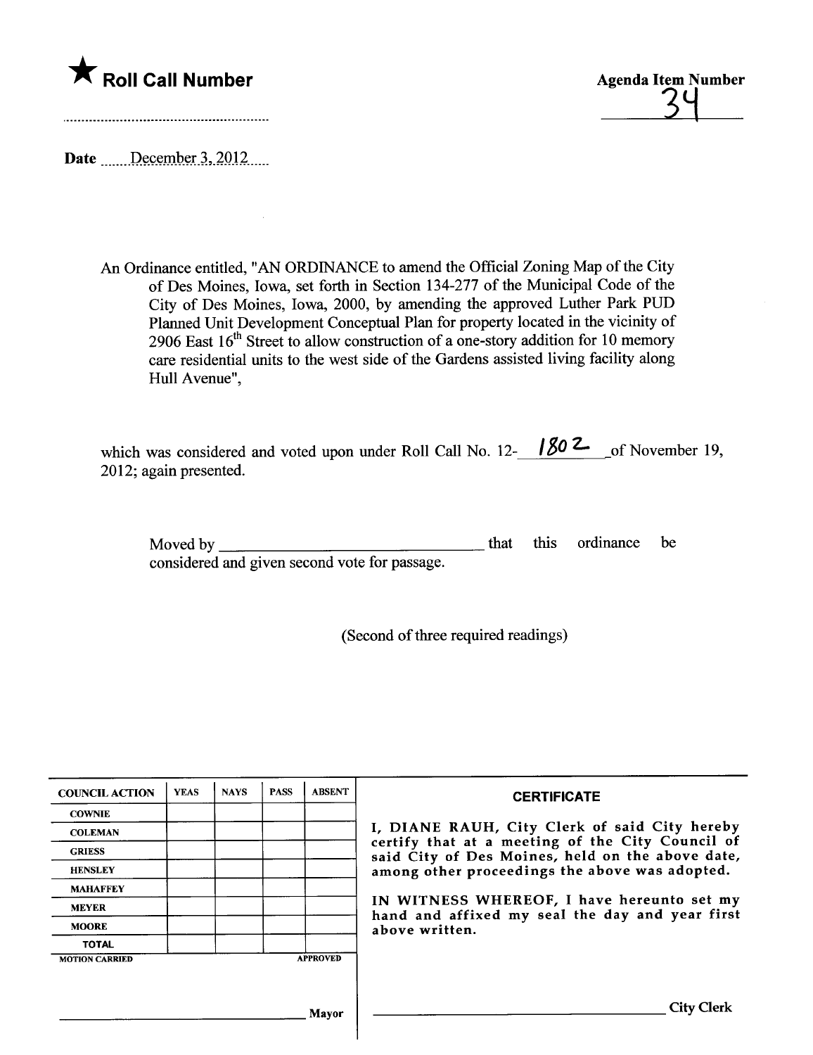★ **Roll Call Number**

**Agenda Item Number**
34

**Date** December 3, 2012

An Ordinance entitled, "AN ORDINANCE to amend the Official Zoning Map of the City of Des Moines, Iowa, set forth in Section 134-277 of the Municipal Code of the City of Des Moines, Iowa, 2000, by amending the approved Luther Park PUD Planned Unit Development Conceptual Plan for property located in the vicinity of 2906 East 16th Street to allow construction of a one-story addition for 10 memory care residential units to the west side of the Gardens assisted living facility along Hull Avenue",

which was considered and voted upon under Roll Call No. 12- 1802 of November 19, 2012; again presented.

Moved by ________________________________ that this ordinance be considered and given second vote for passage.

(Second of three required readings)

| COUNCIL ACTION | YEAS | NAYS | PASS | ABSENT |
|---|---|---|---|---|
| COWNIE | | | | |
| COLEMAN | | | | |
| GRIESS | | | | |
| HENSLEY | | | | |
| MAHAFFEY | | | | |
| MEYER | | | | |
| MOORE | | | | |
| TOTAL | | | | |
| MOTION CARRIED | | | | APPROVED |

________________________________ Mayor

**CERTIFICATE**

I, DIANE RAUH, City Clerk of said City hereby certify that at a meeting of the City Council of said City of Des Moines, held on the above date, among other proceedings the above was adopted.

IN WITNESS WHEREOF, I have hereunto set my hand and affixed my seal the day and year first above written.

________________________________ City Clerk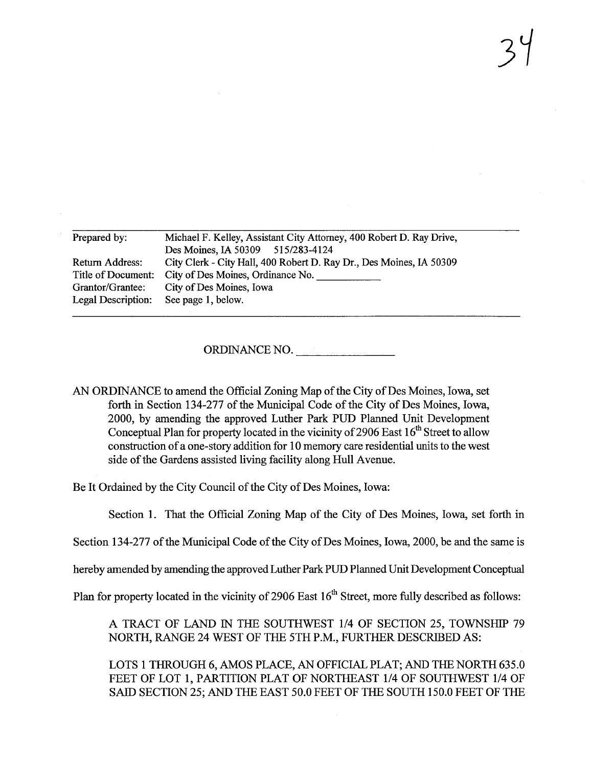34

| | |
|---|---|
| Prepared by: | Michael F. Kelley, Assistant City Attorney, 400 Robert D. Ray Drive, Des Moines, IA 50309 515/283-4124 |
| Return Address: | City Clerk - City Hall, 400 Robert D. Ray Dr., Des Moines, IA 50309 |
| Title of Document: | City of Des Moines, Ordinance No. ___________ |
| Grantor/Grantee: | City of Des Moines, Iowa |
| Legal Description: | See page 1, below. |

ORDINANCE NO. ______________

AN ORDINANCE to amend the Official Zoning Map of the City of Des Moines, Iowa, set forth in Section 134-277 of the Municipal Code of the City of Des Moines, Iowa, 2000, by amending the approved Luther Park PUD Planned Unit Development Conceptual Plan for property located in the vicinity of 2906 East 16th Street to allow construction of a one-story addition for 10 memory care residential units to the west side of the Gardens assisted living facility along Hull Avenue.

Be It Ordained by the City Council of the City of Des Moines, Iowa:

Section 1. That the Official Zoning Map of the City of Des Moines, Iowa, set forth in Section 134-277 of the Municipal Code of the City of Des Moines, Iowa, 2000, be and the same is hereby amended by amending the approved Luther Park PUD Planned Unit Development Conceptual Plan for property located in the vicinity of 2906 East 16th Street, more fully described as follows:

A TRACT OF LAND IN THE SOUTHWEST 1/4 OF SECTION 25, TOWNSHIP 79 NORTH, RANGE 24 WEST OF THE 5TH P.M., FURTHER DESCRIBED AS:

LOTS 1 THROUGH 6, AMOS PLACE, AN OFFICIAL PLAT; AND THE NORTH 635.0 FEET OF LOT 1, PARTITION PLAT OF NORTHEAST 1/4 OF SOUTHWEST 1/4 OF SAID SECTION 25; AND THE EAST 50.0 FEET OF THE SOUTH 150.0 FEET OF THE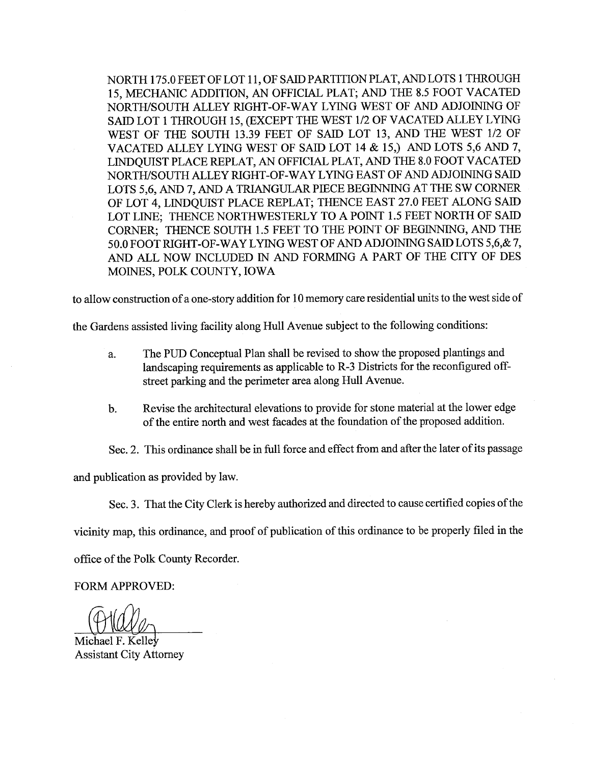NORTH 175.0 FEET OF LOT 11, OF SAID PARTITION PLAT, AND LOTS 1 THROUGH 15, MECHANIC ADDITION, AN OFFICIAL PLAT; AND THE 8.5 FOOT VACATED NORTH/SOUTH ALLEY RIGHT-OF-WAY LYING WEST OF AND ADJOINING OF SAID LOT 1 THROUGH 15, (EXCEPT THE WEST 1/2 OF VACATED ALLEY LYING WEST OF THE SOUTH 13.39 FEET OF SAID LOT 13, AND THE WEST 1/2 OF VACATED ALLEY LYING WEST OF SAID LOT 14 & 15,) AND LOTS 5,6 AND 7, LINDQUIST PLACE REPLAT, AN OFFICIAL PLAT, AND THE 8.0 FOOT VACATED NORTH/SOUTH ALLEY RIGHT-OF-WAY LYING EAST OF AND ADJOINING SAID LOTS 5,6, AND 7, AND A TRIANGULAR PIECE BEGINNING AT THE SW CORNER OF LOT 4, LINDQUIST PLACE REPLAT; THENCE EAST 27.0 FEET ALONG SAID LOT LINE; THENCE NORTHWESTERLY TO A POINT 1.5 FEET NORTH OF SAID CORNER; THENCE SOUTH 1.5 FEET TO THE POINT OF BEGINNING, AND THE 50.0 FOOT RIGHT-OF-WAY LYING WEST OF AND ADJOINING SAID LOTS 5,6,& 7, AND ALL NOW INCLUDED IN AND FORMING A PART OF THE CITY OF DES MOINES, POLK COUNTY, IOWA

to allow construction of a one-story addition for 10 memory care residential units to the west side of the Gardens assisted living facility along Hull Avenue subject to the following conditions:

a. The PUD Conceptual Plan shall be revised to show the proposed plantings and landscaping requirements as applicable to R-3 Districts for the reconfigured off-street parking and the perimeter area along Hull Avenue.

b. Revise the architectural elevations to provide for stone material at the lower edge of the entire north and west facades at the foundation of the proposed addition.

Sec. 2. This ordinance shall be in full force and effect from and after the later of its passage and publication as provided by law.

Sec. 3. That the City Clerk is hereby authorized and directed to cause certified copies of the vicinity map, this ordinance, and proof of publication of this ordinance to be properly filed in the office of the Polk County Recorder.

FORM APPROVED:

Michael F. Kelley
Assistant City Attorney